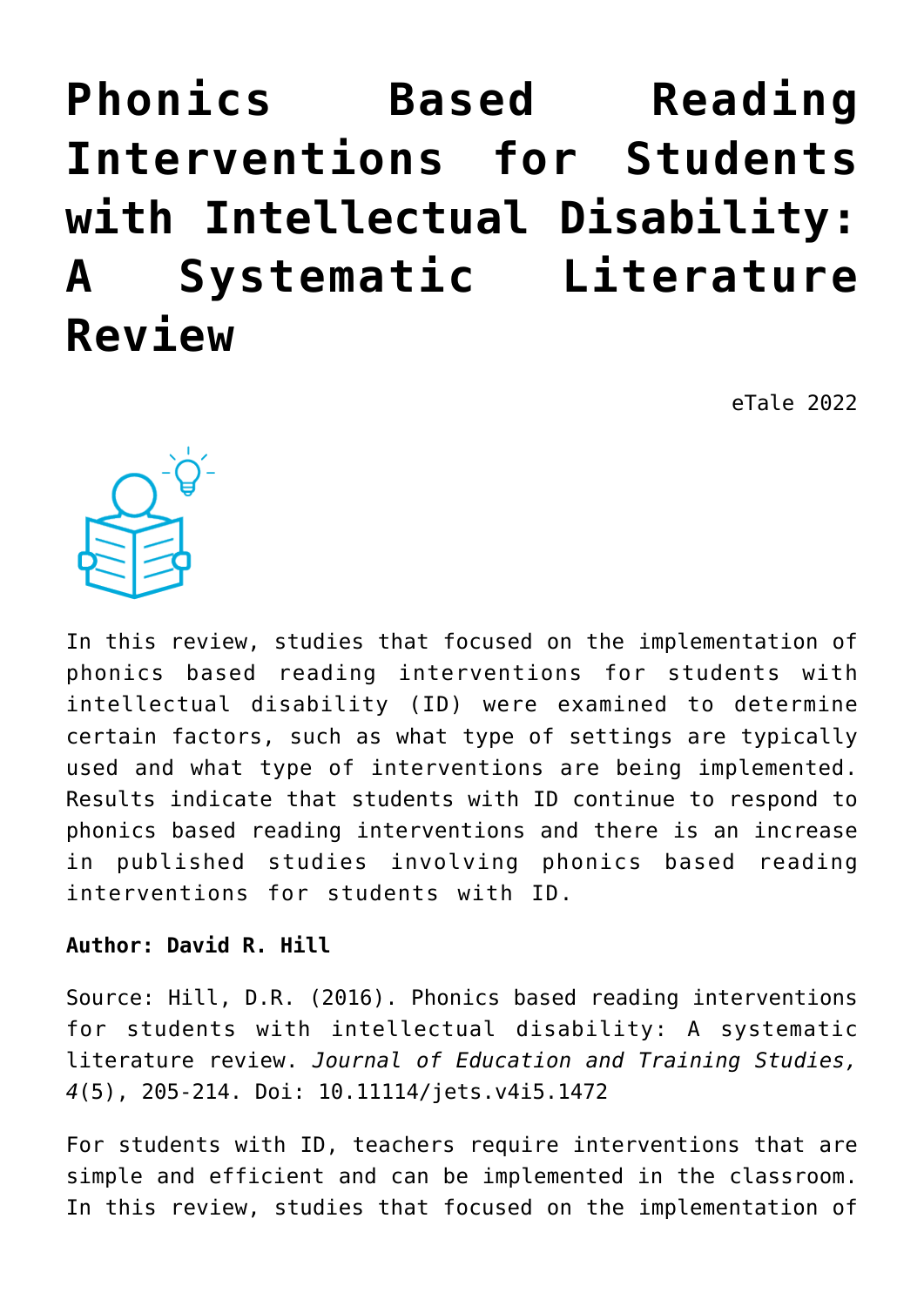# Phonics Based Reading Interventions for Students with Intellectual Disability: A Systematic Literature Review

eTale 2022

In this review, studies that focused on the implementation of phonics based reading interventions for students with intellectual disability (ID) were examined to determine certain factors, such as what type of settings are typically used and what type of interventions are being implemented. Results indicate that students with ID continue to respond to phonics based reading interventions and there is an increase in published studies involving phonics based reading interventions for students with ID.

**Author: David R. Hill**

Source: Hill, D.R. (2016). Phonics based reading interventions for students with intellectual disability: A systematic literature review. *Journal of Education and Training Studies, 4*(5), 205-214. Doi: 10.11114/jets.v4i5.1472

For students with ID, teachers require interventions that are simple and efficient and can be implemented in the classroom. In this review, studies that focused on the implementation of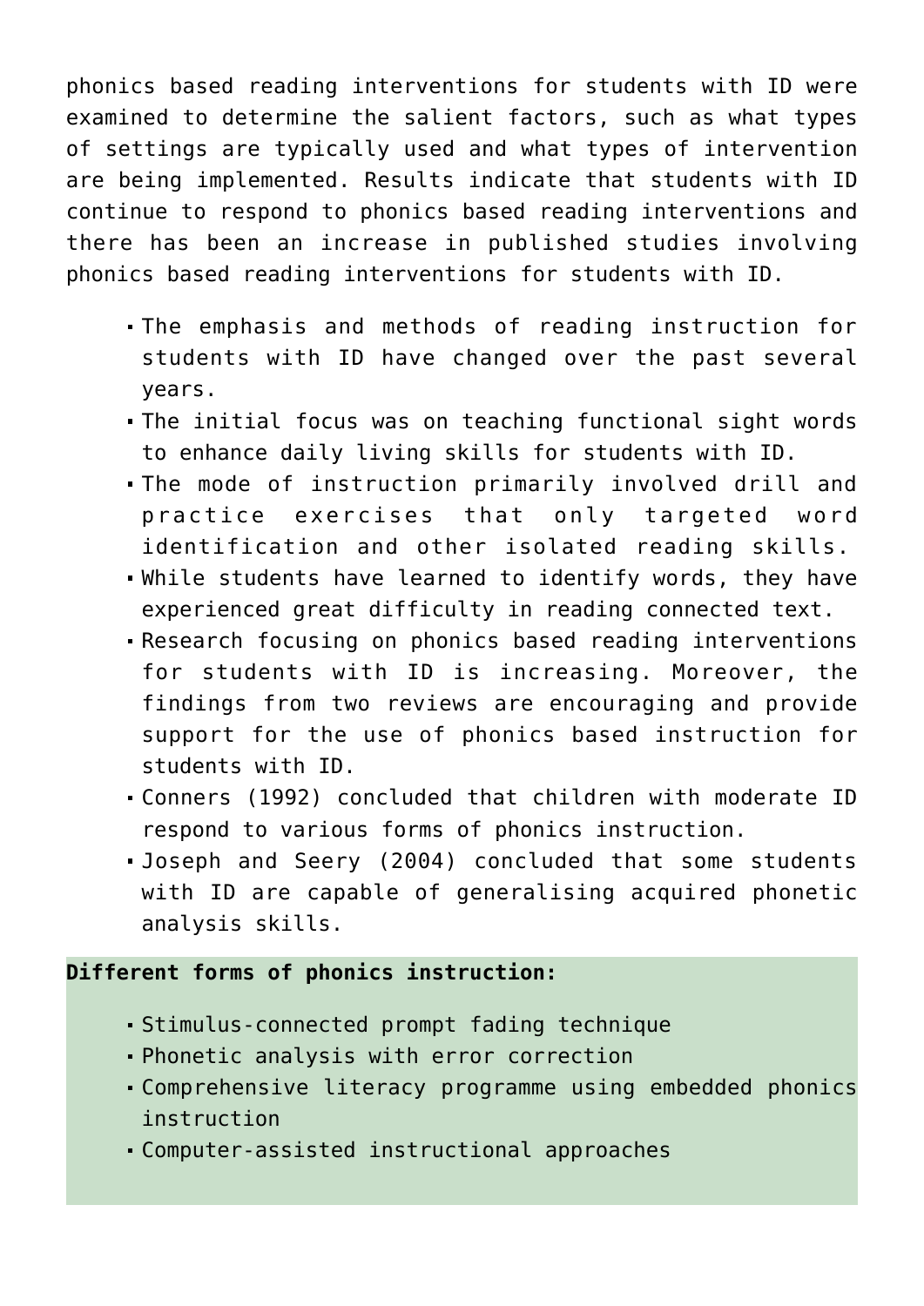phonics based reading interventions for students with ID were examined to determine the salient factors, such as what types of settings are typically used and what types of intervention are being implemented. Results indicate that students with ID continue to respond to phonics based reading interventions and there has been an increase in published studies involving phonics based reading interventions for students with ID.

- The emphasis and methods of reading instruction for students with ID have changed over the past several years.
- The initial focus was on teaching functional sight words to enhance daily living skills for students with ID.
- The mode of instruction primarily involved drill and practice exercises that only targeted word identification and other isolated reading skills.
- While students have learned to identify words, they have experienced great difficulty in reading connected text.
- Research focusing on phonics based reading interventions for students with ID is increasing. Moreover, the findings from two reviews are encouraging and provide support for the use of phonics based instruction for students with ID.
- Conners (1992) concluded that children with moderate ID respond to various forms of phonics instruction.
- Joseph and Seery (2004) concluded that some students with ID are capable of generalising acquired phonetic analysis skills.

**Different forms of phonics instruction:**

- Stimulus-connected prompt fading technique
- Phonetic analysis with error correction
- Comprehensive literacy programme using embedded phonics instruction
- Computer-assisted instructional approaches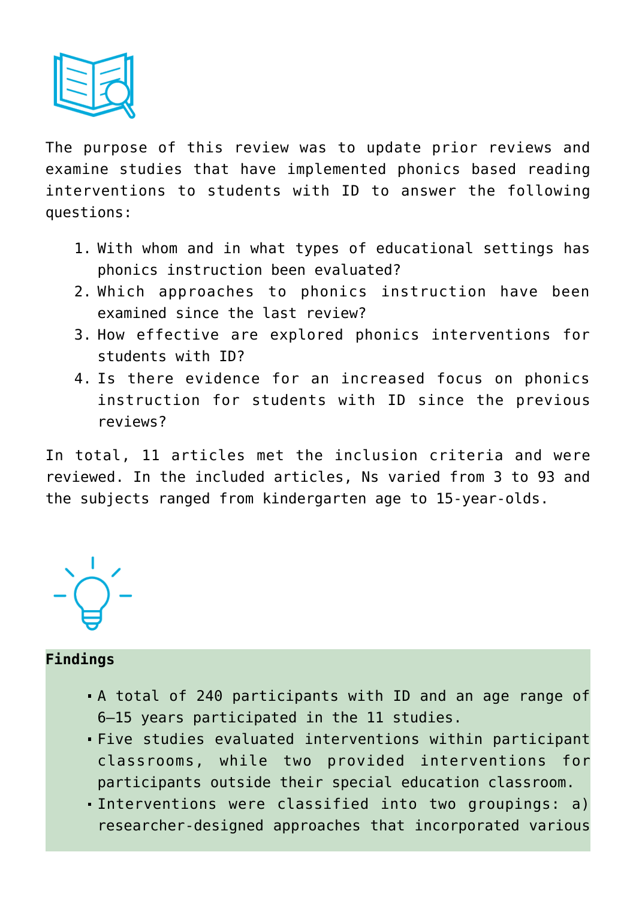The purpose of this review was to update prior reviews and examine studies that have implemented phonics based reading interventions to students with ID to answer the following questions:

1. With whom and in what types of educational settings has phonics instruction been evaluated?
2. Which approaches to phonics instruction have been examined since the last review?
3. How effective are explored phonics interventions for students with ID?
4. Is there evidence for an increased focus on phonics instruction for students with ID since the previous reviews?

In total, 11 articles met the inclusion criteria and were reviewed. In the included articles, Ns varied from 3 to 93 and the subjects ranged from kindergarten age to 15-year-olds.

**Findings**

- A total of 240 participants with ID and an age range of 6–15 years participated in the 11 studies.
- Five studies evaluated interventions within participant classrooms, while two provided interventions for participants outside their special education classroom.
- Interventions were classified into two groupings: a) researcher-designed approaches that incorporated various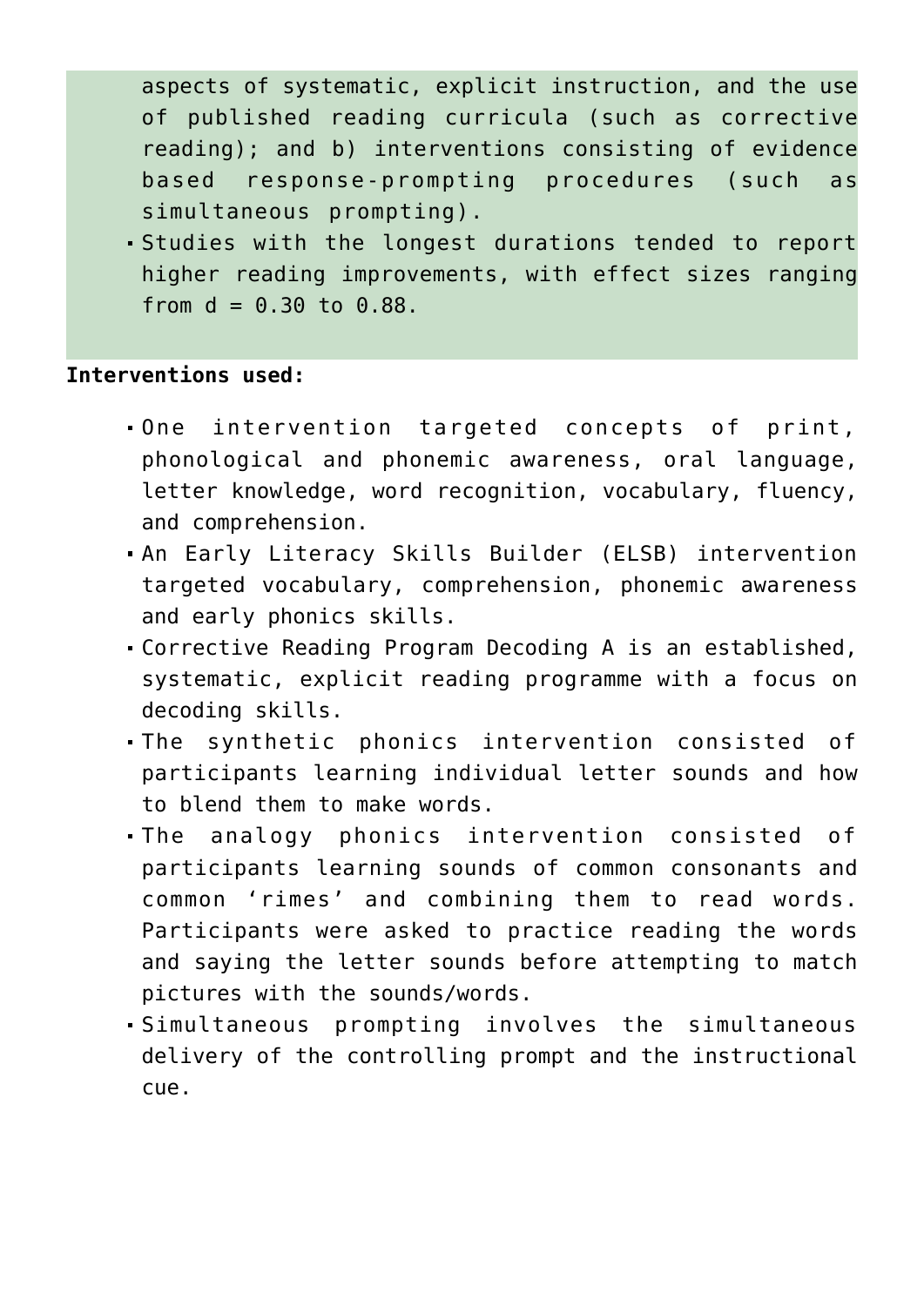aspects of systematic, explicit instruction, and the use of published reading curricula (such as corrective reading); and b) interventions consisting of evidence based response-prompting procedures (such as simultaneous prompting).

- Studies with the longest durations tended to report higher reading improvements, with effect sizes ranging from d = 0.30 to 0.88.

**Interventions used:**

- One intervention targeted concepts of print, phonological and phonemic awareness, oral language, letter knowledge, word recognition, vocabulary, fluency, and comprehension.
- An Early Literacy Skills Builder (ELSB) intervention targeted vocabulary, comprehension, phonemic awareness and early phonics skills.
- Corrective Reading Program Decoding A is an established, systematic, explicit reading programme with a focus on decoding skills.
- The synthetic phonics intervention consisted of participants learning individual letter sounds and how to blend them to make words.
- The analogy phonics intervention consisted of participants learning sounds of common consonants and common 'rimes' and combining them to read words. Participants were asked to practice reading the words and saying the letter sounds before attempting to match pictures with the sounds/words.
- Simultaneous prompting involves the simultaneous delivery of the controlling prompt and the instructional cue.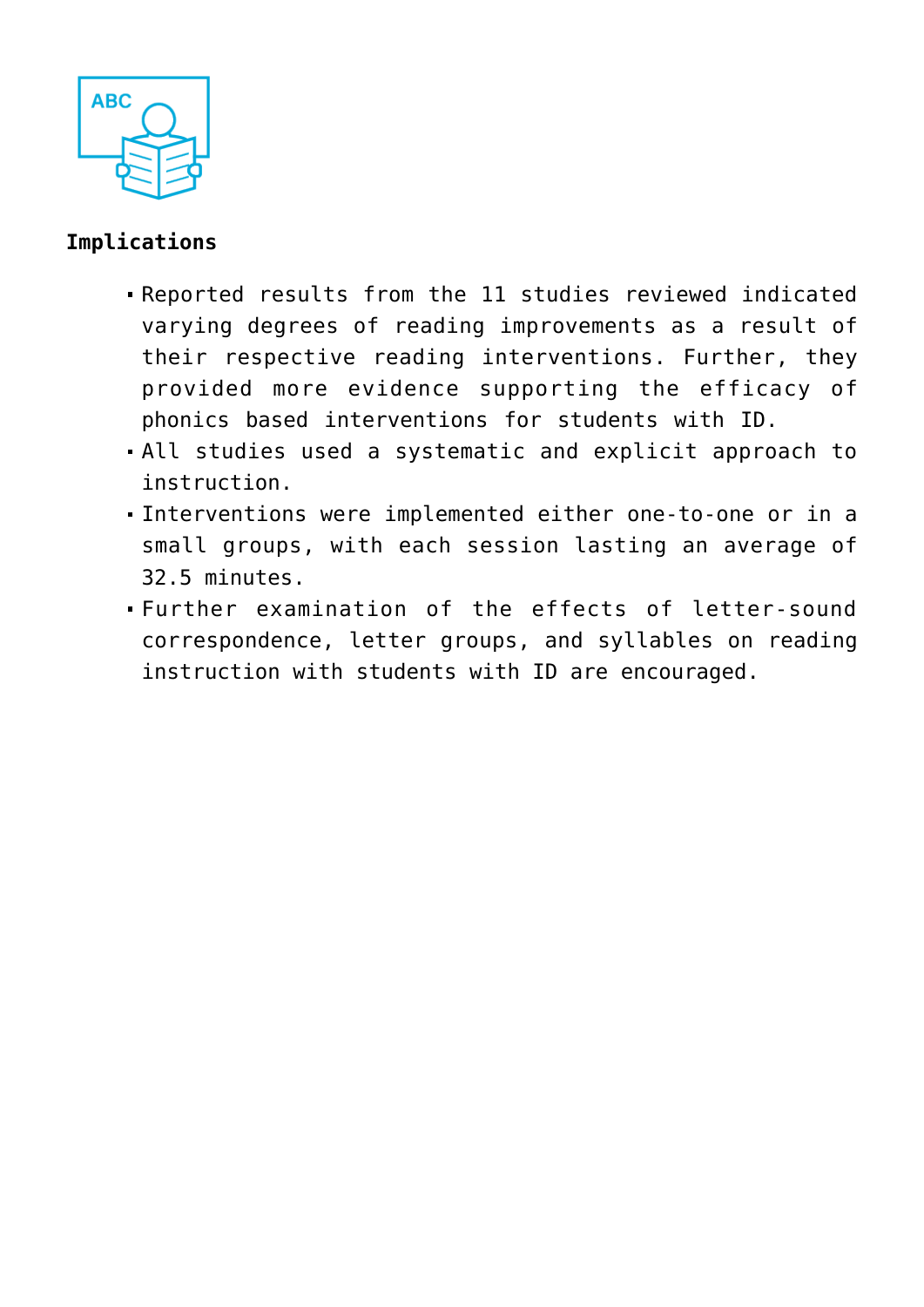**Implications**

- Reported results from the 11 studies reviewed indicated varying degrees of reading improvements as a result of their respective reading interventions. Further, they provided more evidence supporting the efficacy of phonics based interventions for students with ID.
- All studies used a systematic and explicit approach to instruction.
- Interventions were implemented either one-to-one or in a small groups, with each session lasting an average of 32.5 minutes.
- Further examination of the effects of letter-sound correspondence, letter groups, and syllables on reading instruction with students with ID are encouraged.